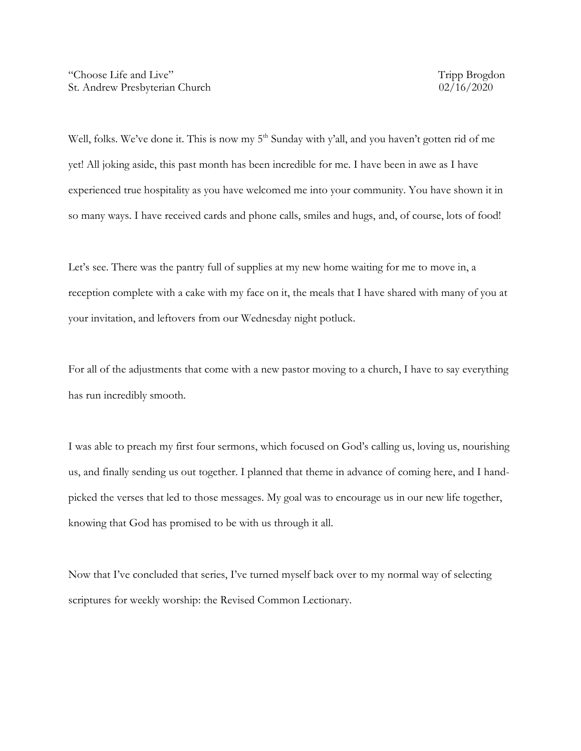"Choose Life and Live"  
St. Andrew Presbyterian Church

Tripp Brogdon  
02/16/2020

Well, folks. We've done it. This is now my 5th Sunday with y'all, and you haven't gotten rid of me yet! All joking aside, this past month has been incredible for me. I have been in awe as I have experienced true hospitality as you have welcomed me into your community. You have shown it in so many ways. I have received cards and phone calls, smiles and hugs, and, of course, lots of food!

Let's see. There was the pantry full of supplies at my new home waiting for me to move in, a reception complete with a cake with my face on it, the meals that I have shared with many of you at your invitation, and leftovers from our Wednesday night potluck.

For all of the adjustments that come with a new pastor moving to a church, I have to say everything has run incredibly smooth.

I was able to preach my first four sermons, which focused on God's calling us, loving us, nourishing us, and finally sending us out together. I planned that theme in advance of coming here, and I hand-picked the verses that led to those messages. My goal was to encourage us in our new life together, knowing that God has promised to be with us through it all.

Now that I've concluded that series, I've turned myself back over to my normal way of selecting scriptures for weekly worship: the Revised Common Lectionary.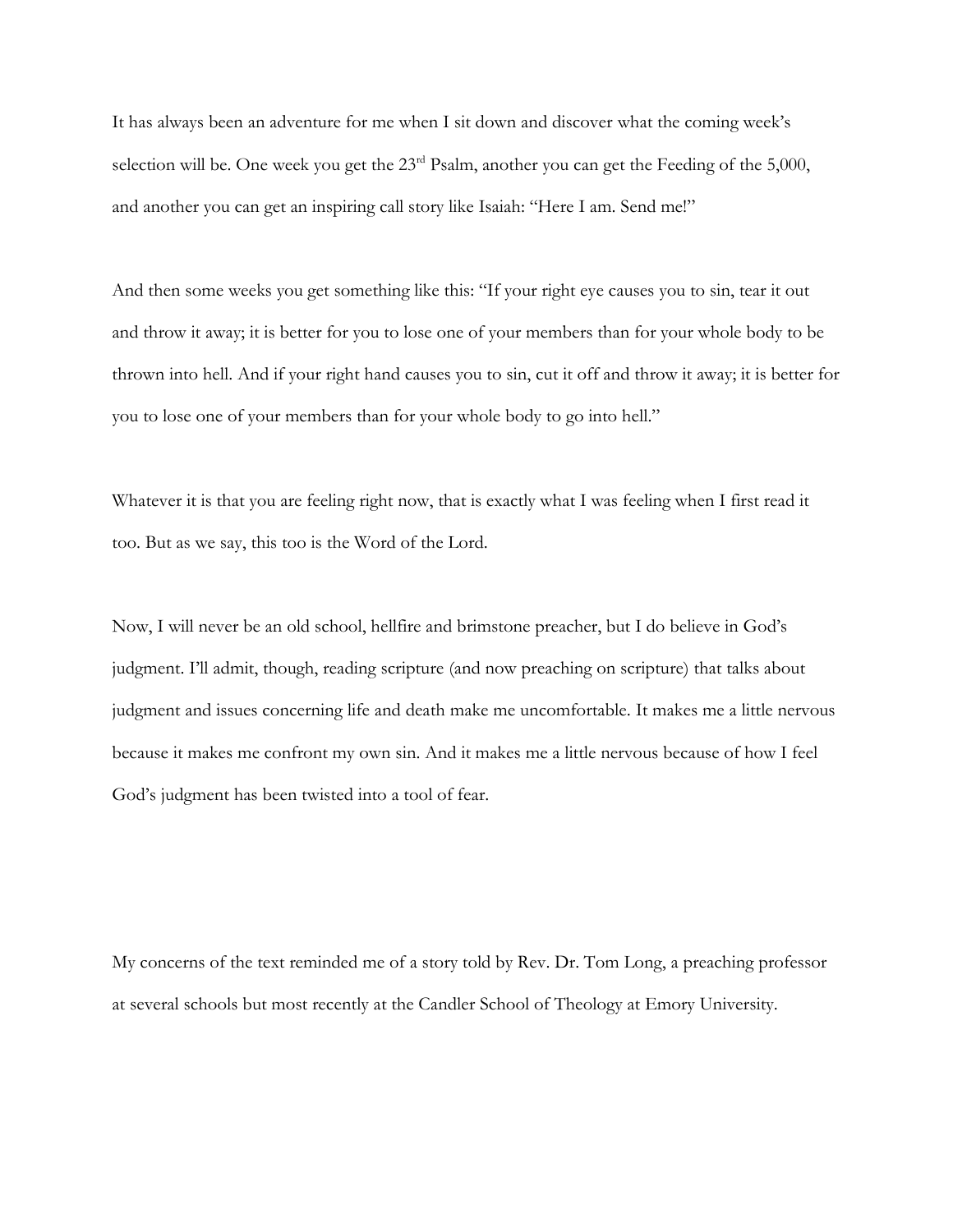It has always been an adventure for me when I sit down and discover what the coming week's selection will be. One week you get the 23rd Psalm, another you can get the Feeding of the 5,000, and another you can get an inspiring call story like Isaiah: "Here I am. Send me!"

And then some weeks you get something like this: "If your right eye causes you to sin, tear it out and throw it away; it is better for you to lose one of your members than for your whole body to be thrown into hell. And if your right hand causes you to sin, cut it off and throw it away; it is better for you to lose one of your members than for your whole body to go into hell."

Whatever it is that you are feeling right now, that is exactly what I was feeling when I first read it too. But as we say, this too is the Word of the Lord.

Now, I will never be an old school, hellfire and brimstone preacher, but I do believe in God's judgment. I'll admit, though, reading scripture (and now preaching on scripture) that talks about judgment and issues concerning life and death make me uncomfortable. It makes me a little nervous because it makes me confront my own sin. And it makes me a little nervous because of how I feel God's judgment has been twisted into a tool of fear.

My concerns of the text reminded me of a story told by Rev. Dr. Tom Long, a preaching professor at several schools but most recently at the Candler School of Theology at Emory University.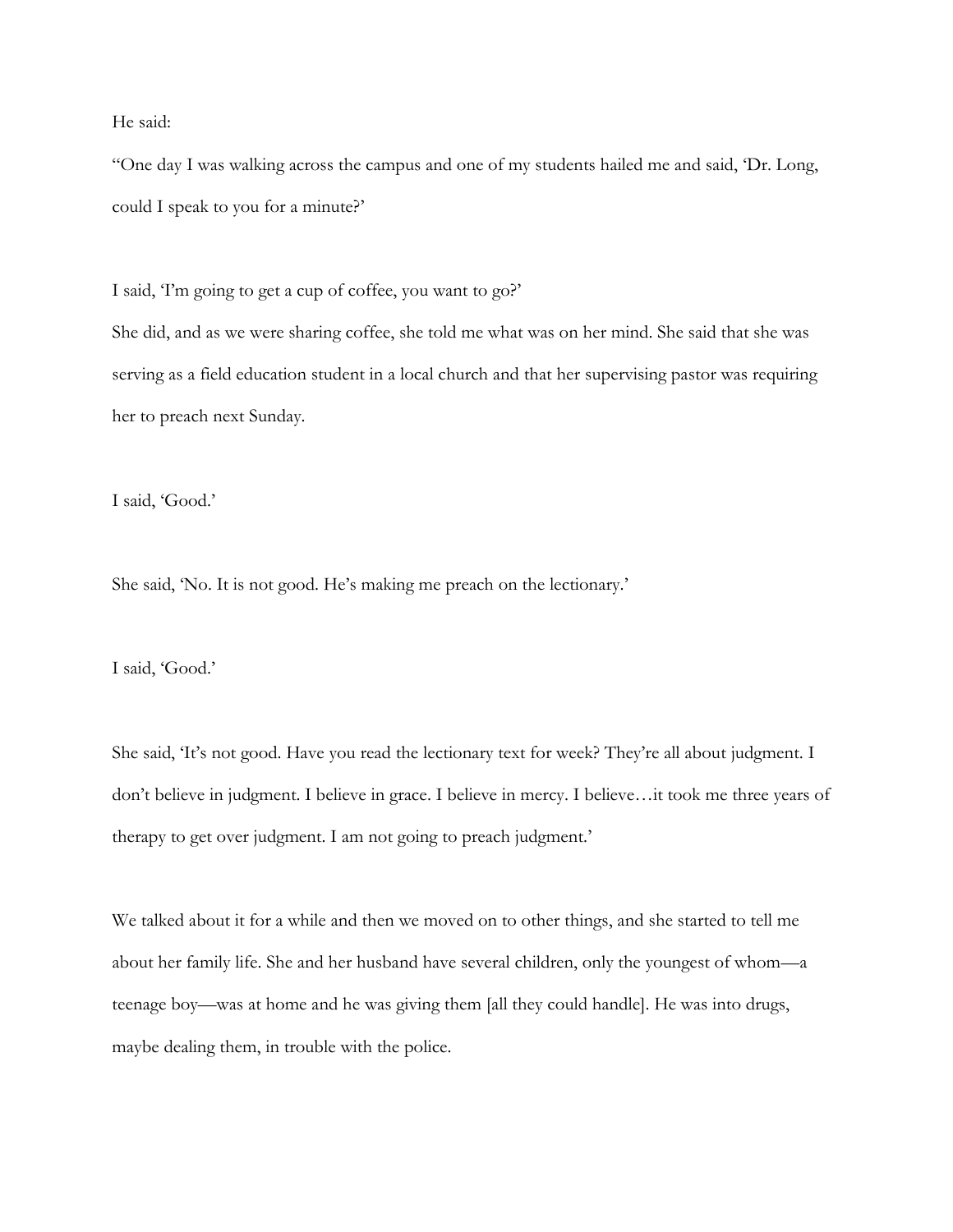He said:

"One day I was walking across the campus and one of my students hailed me and said, 'Dr. Long, could I speak to you for a minute?'

I said, 'I'm going to get a cup of coffee, you want to go?'
She did, and as we were sharing coffee, she told me what was on her mind. She said that she was serving as a field education student in a local church and that her supervising pastor was requiring her to preach next Sunday.

I said, 'Good.'

She said, 'No. It is not good. He's making me preach on the lectionary.'

I said, 'Good.'

She said, 'It's not good. Have you read the lectionary text for week? They're all about judgment. I don't believe in judgment. I believe in grace. I believe in mercy. I believe…it took me three years of therapy to get over judgment. I am not going to preach judgment.'

We talked about it for a while and then we moved on to other things, and she started to tell me about her family life. She and her husband have several children, only the youngest of whom—a teenage boy—was at home and he was giving them [all they could handle]. He was into drugs, maybe dealing them, in trouble with the police.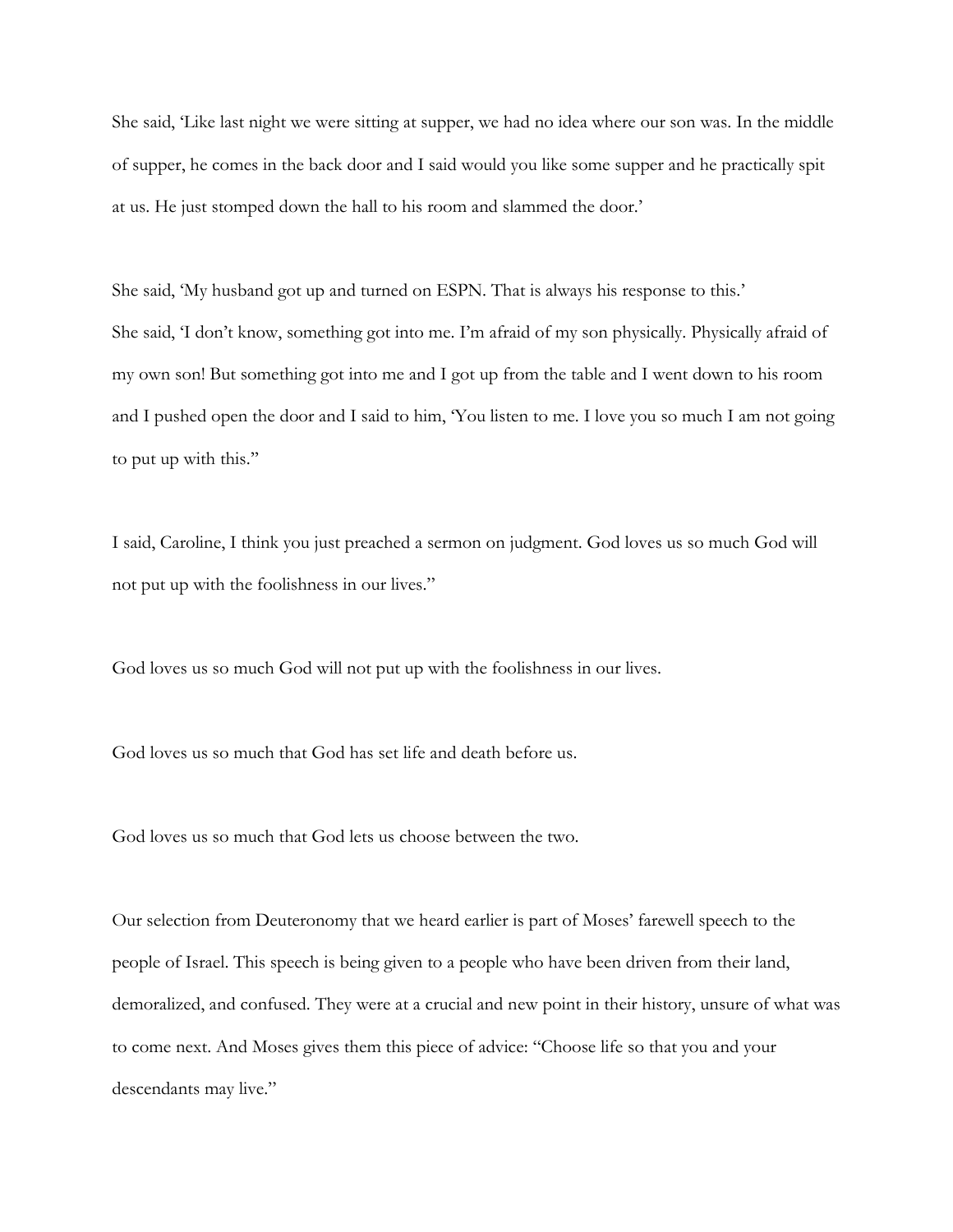She said, ‘Like last night we were sitting at supper, we had no idea where our son was. In the middle of supper, he comes in the back door and I said would you like some supper and he practically spit at us. He just stomped down the hall to his room and slammed the door.’

She said, ‘My husband got up and turned on ESPN. That is always his response to this.’
She said, ‘I don’t know, something got into me. I’m afraid of my son physically. Physically afraid of my own son! But something got into me and I got up from the table and I went down to his room and I pushed open the door and I said to him, ‘You listen to me. I love you so much I am not going to put up with this.”

I said, Caroline, I think you just preached a sermon on judgment. God loves us so much God will not put up with the foolishness in our lives.”

God loves us so much God will not put up with the foolishness in our lives.

God loves us so much that God has set life and death before us.

God loves us so much that God lets us choose between the two.

Our selection from Deuteronomy that we heard earlier is part of Moses’ farewell speech to the people of Israel. This speech is being given to a people who have been driven from their land, demoralized, and confused. They were at a crucial and new point in their history, unsure of what was to come next. And Moses gives them this piece of advice: “Choose life so that you and your descendants may live.”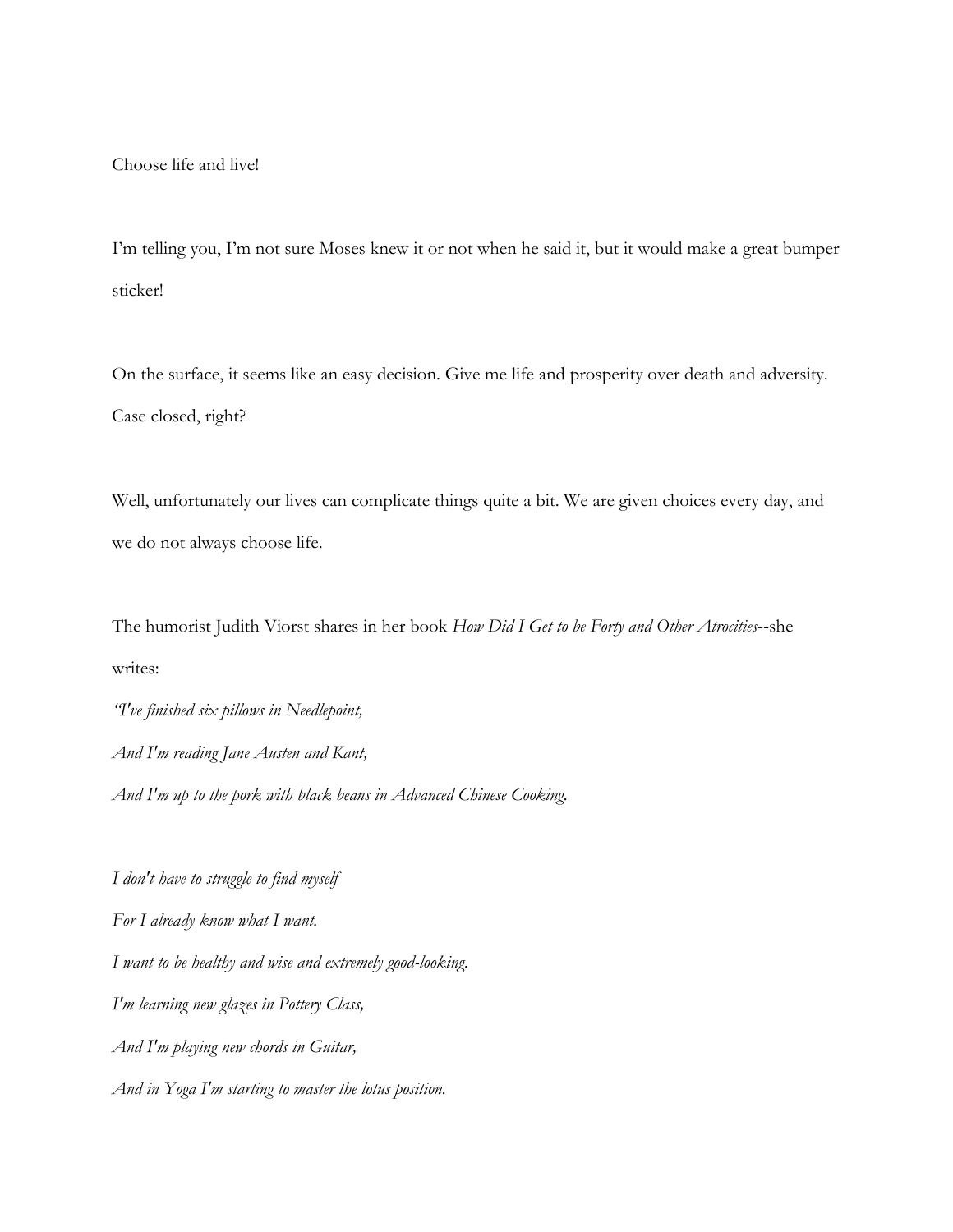Choose life and live!

I'm telling you, I'm not sure Moses knew it or not when he said it, but it would make a great bumper sticker!

On the surface, it seems like an easy decision. Give me life and prosperity over death and adversity. Case closed, right?

Well, unfortunately our lives can complicate things quite a bit. We are given choices every day, and we do not always choose life.

The humorist Judith Viorst shares in her book *How Did I Get to be Forty and Other Atrocities*--she writes:

*"I've finished six pillows in Needlepoint,*
*And I'm reading Jane Austen and Kant,*
*And I'm up to the pork with black beans in Advanced Chinese Cooking.*

*I don't have to struggle to find myself*
*For I already know what I want.*
*I want to be healthy and wise and extremely good-looking.*
*I'm learning new glazes in Pottery Class,*
*And I'm playing new chords in Guitar,*
*And in Yoga I'm starting to master the lotus position.*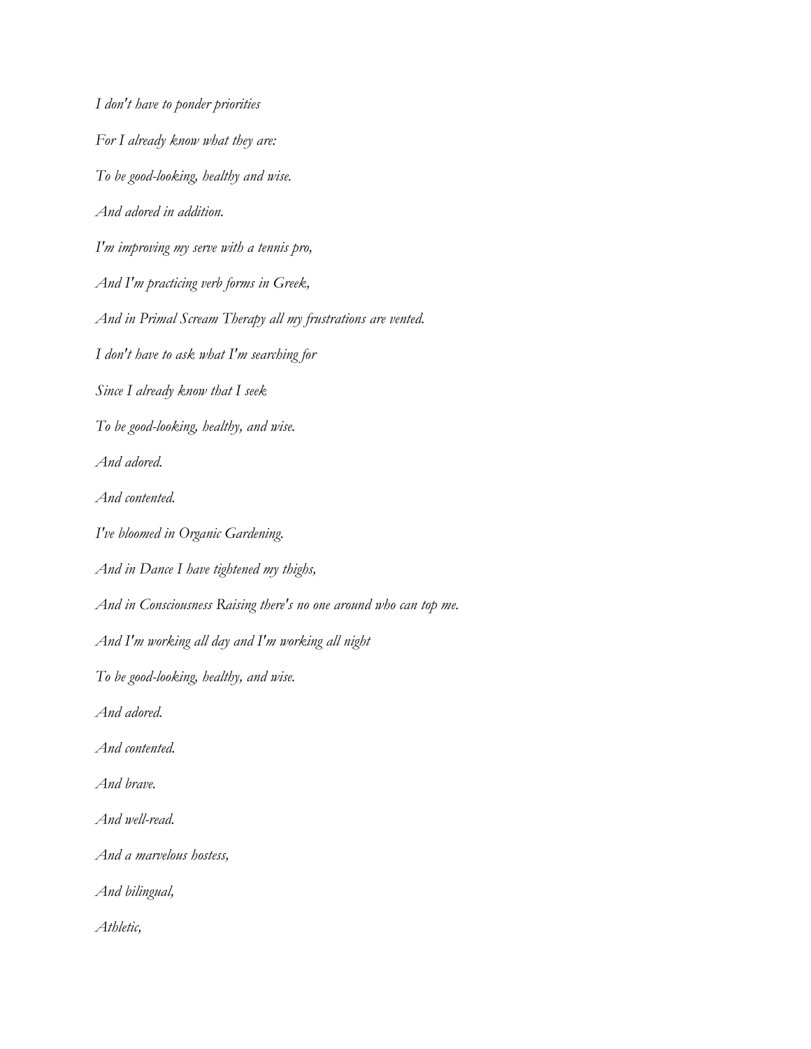*I don't have to ponder priorities*

*For I already know what they are:*

*To be good-looking, healthy and wise.*

*And adored in addition.*

*I'm improving my serve with a tennis pro,*

*And I'm practicing verb forms in Greek,*

*And in Primal Scream Therapy all my frustrations are vented.*

*I don't have to ask what I'm searching for*

*Since I already know that I seek*

*To be good-looking, healthy, and wise.*

*And adored.*

*And contented.*

*I've bloomed in Organic Gardening.*

*And in Dance I have tightened my thighs,*

*And in Consciousness Raising there's no one around who can top me.*

*And I'm working all day and I'm working all night*

*To be good-looking, healthy, and wise.*

*And adored.*

*And contented.*

*And brave.*

*And well-read.*

*And a marvelous hostess,*

*And bilingual,*

*Athletic,*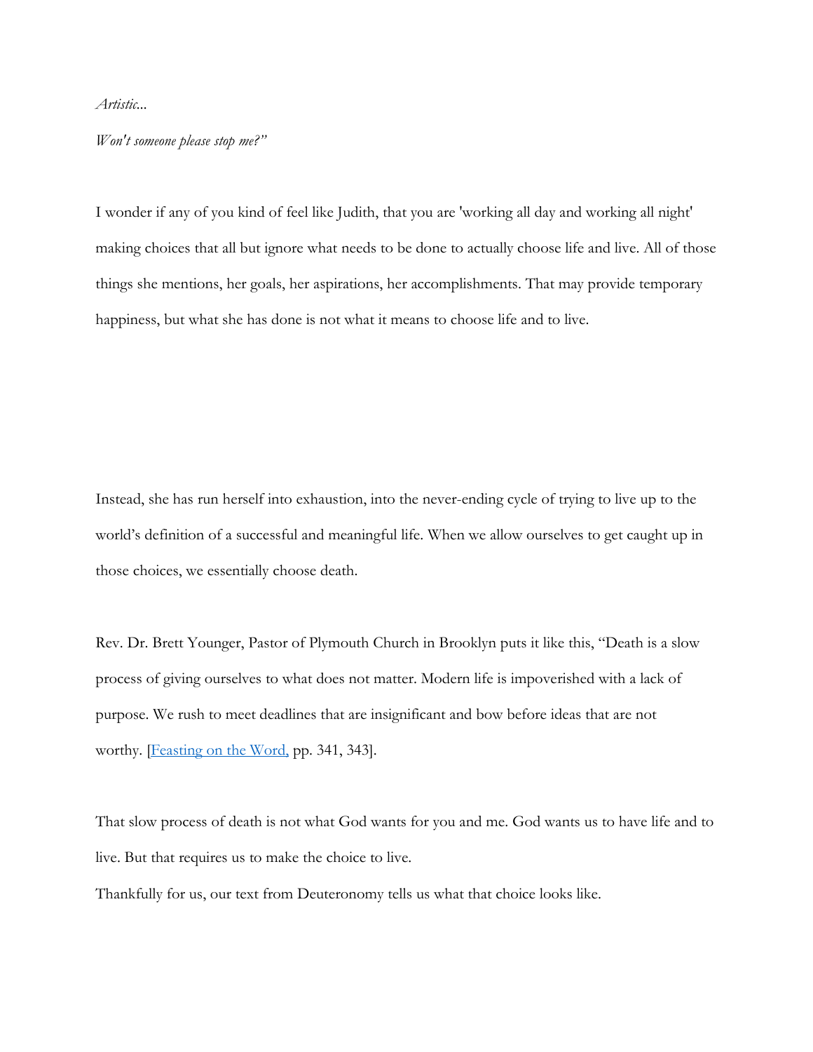*Artistic...*

*Won't someone please stop me?"*

I wonder if any of you kind of feel like Judith, that you are 'working all day and working all night' making choices that all but ignore what needs to be done to actually choose life and live. All of those things she mentions, her goals, her aspirations, her accomplishments. That may provide temporary happiness, but what she has done is not what it means to choose life and to live.

Instead, she has run herself into exhaustion, into the never-ending cycle of trying to live up to the world's definition of a successful and meaningful life. When we allow ourselves to get caught up in those choices, we essentially choose death.

Rev. Dr. Brett Younger, Pastor of Plymouth Church in Brooklyn puts it like this, "Death is a slow process of giving ourselves to what does not matter. Modern life is impoverished with a lack of purpose. We rush to meet deadlines that are insignificant and bow before ideas that are not worthy. [Feasting on the Word, pp. 341, 343].

That slow process of death is not what God wants for you and me. God wants us to have life and to live. But that requires us to make the choice to live.

Thankfully for us, our text from Deuteronomy tells us what that choice looks like.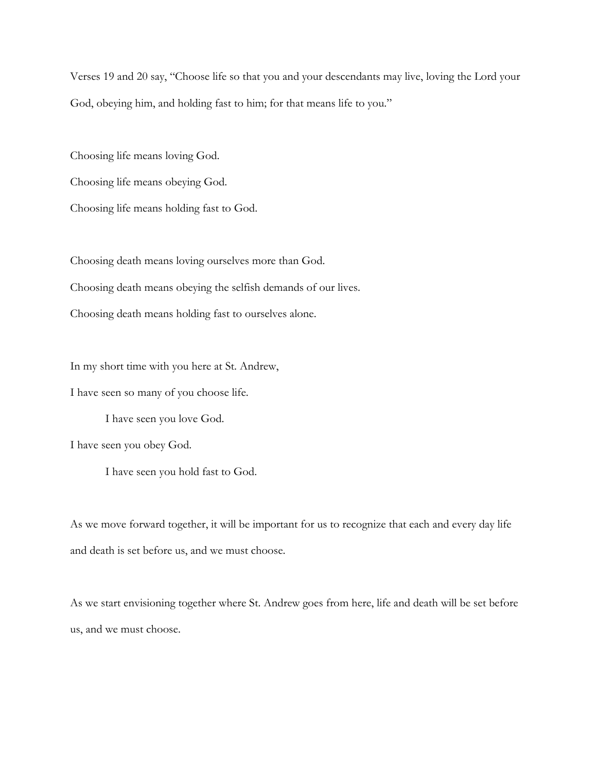Verses 19 and 20 say, "Choose life so that you and your descendants may live, loving the Lord your God, obeying him, and holding fast to him; for that means life to you."

Choosing life means loving God.

Choosing life means obeying God.

Choosing life means holding fast to God.

Choosing death means loving ourselves more than God.

Choosing death means obeying the selfish demands of our lives.

Choosing death means holding fast to ourselves alone.

In my short time with you here at St. Andrew,

I have seen so many of you choose life.

I have seen you love God.

I have seen you obey God.

I have seen you hold fast to God.

As we move forward together, it will be important for us to recognize that each and every day life and death is set before us, and we must choose.

As we start envisioning together where St. Andrew goes from here, life and death will be set before us, and we must choose.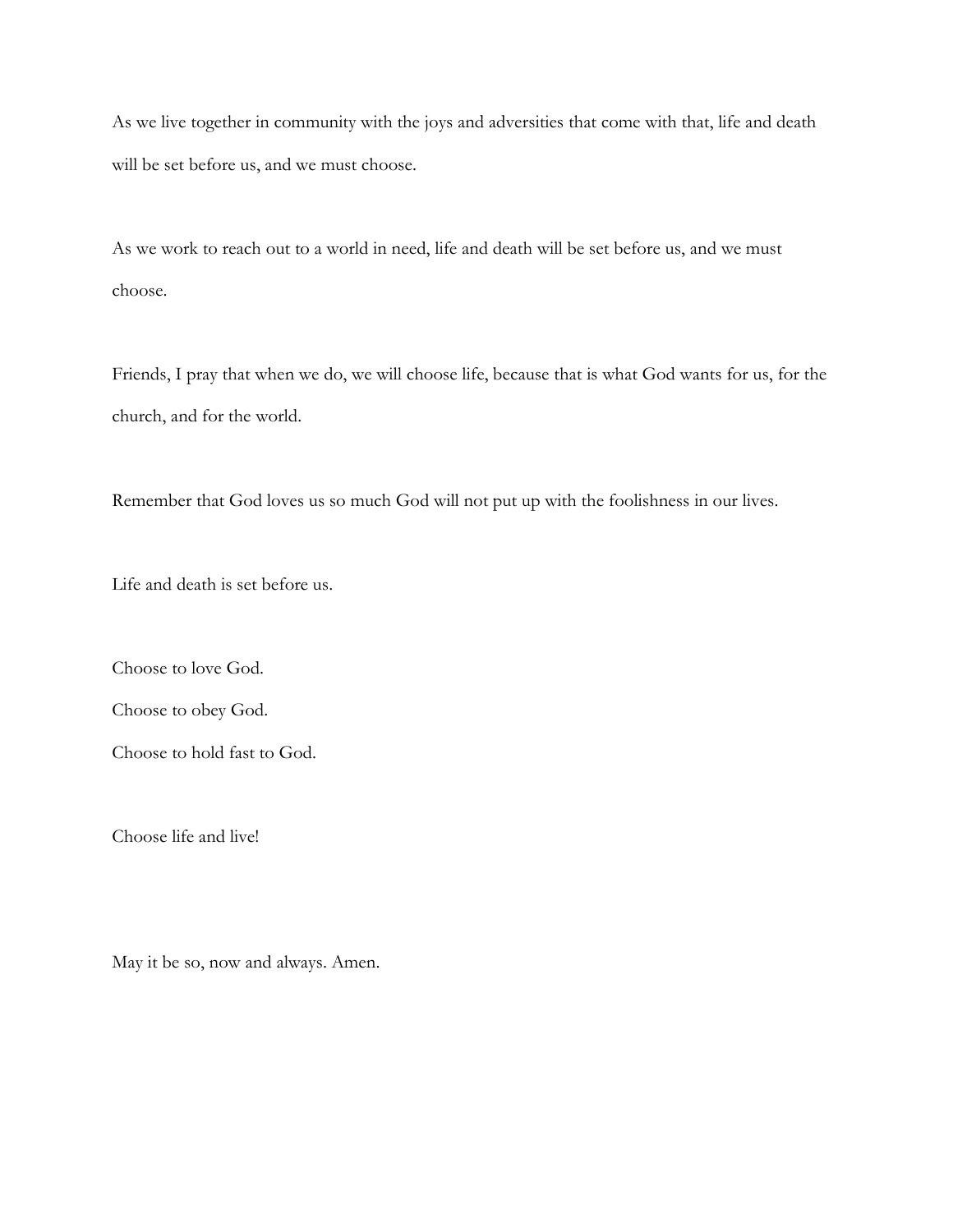As we live together in community with the joys and adversities that come with that, life and death will be set before us, and we must choose.

As we work to reach out to a world in need, life and death will be set before us, and we must choose.

Friends, I pray that when we do, we will choose life, because that is what God wants for us, for the church, and for the world.

Remember that God loves us so much God will not put up with the foolishness in our lives.

Life and death is set before us.

Choose to love God.

Choose to obey God.

Choose to hold fast to God.

Choose life and live!

May it be so, now and always. Amen.